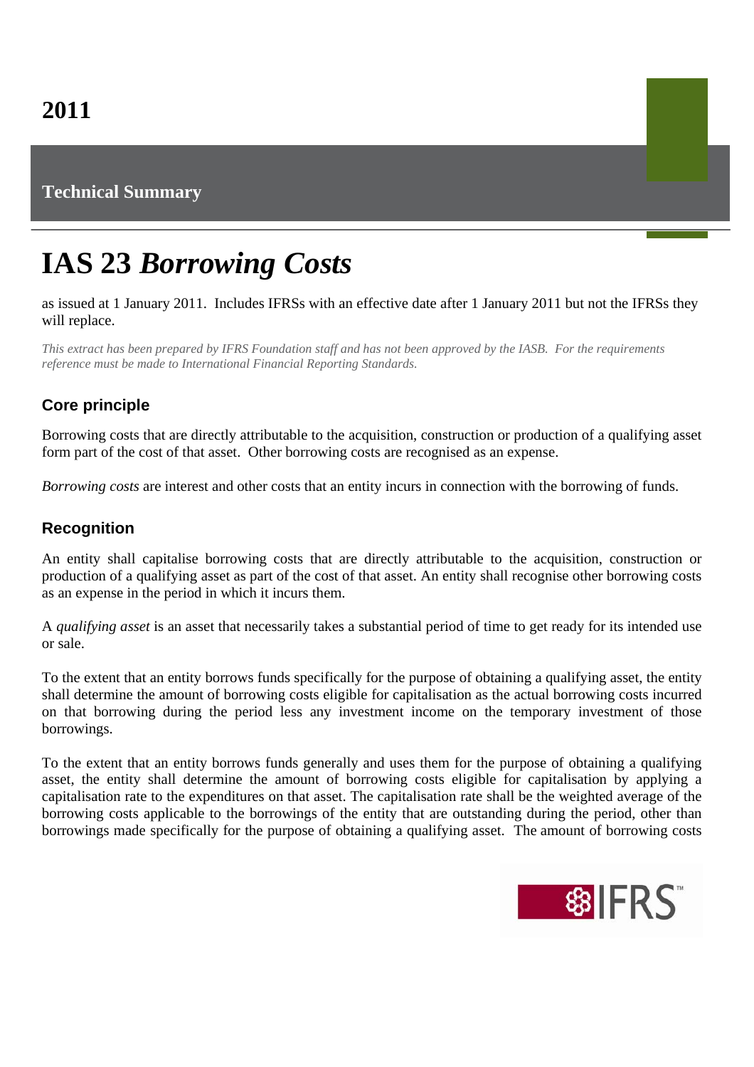2011

**Technical Summary**

# IAS 23 *Borrowing Costs*

as issued at 1 January 2011. Includes IFRSs with an effective date after 1 January 2011 but not the IFRSs they will replace.

*This extract has been prepared by IFRS Foundation staff and has not been approved by the IASB. For the requirements reference must be made to International Financial Reporting Standards.*

## Core principle

Borrowing costs that are directly attributable to the acquisition, construction or production of a qualifying asset form part of the cost of that asset. Other borrowing costs are recognised as an expense.

*Borrowing costs* are interest and other costs that an entity incurs in connection with the borrowing of funds.

## Recognition

An entity shall capitalise borrowing costs that are directly attributable to the acquisition, construction or production of a qualifying asset as part of the cost of that asset. An entity shall recognise other borrowing costs as an expense in the period in which it incurs them.

A *qualifying asset* is an asset that necessarily takes a substantial period of time to get ready for its intended use or sale.

To the extent that an entity borrows funds specifically for the purpose of obtaining a qualifying asset, the entity shall determine the amount of borrowing costs eligible for capitalisation as the actual borrowing costs incurred on that borrowing during the period less any investment income on the temporary investment of those borrowings.

To the extent that an entity borrows funds generally and uses them for the purpose of obtaining a qualifying asset, the entity shall determine the amount of borrowing costs eligible for capitalisation by applying a capitalisation rate to the expenditures on that asset. The capitalisation rate shall be the weighted average of the borrowing costs applicable to the borrowings of the entity that are outstanding during the period, other than borrowings made specifically for the purpose of obtaining a qualifying asset. The amount of borrowing costs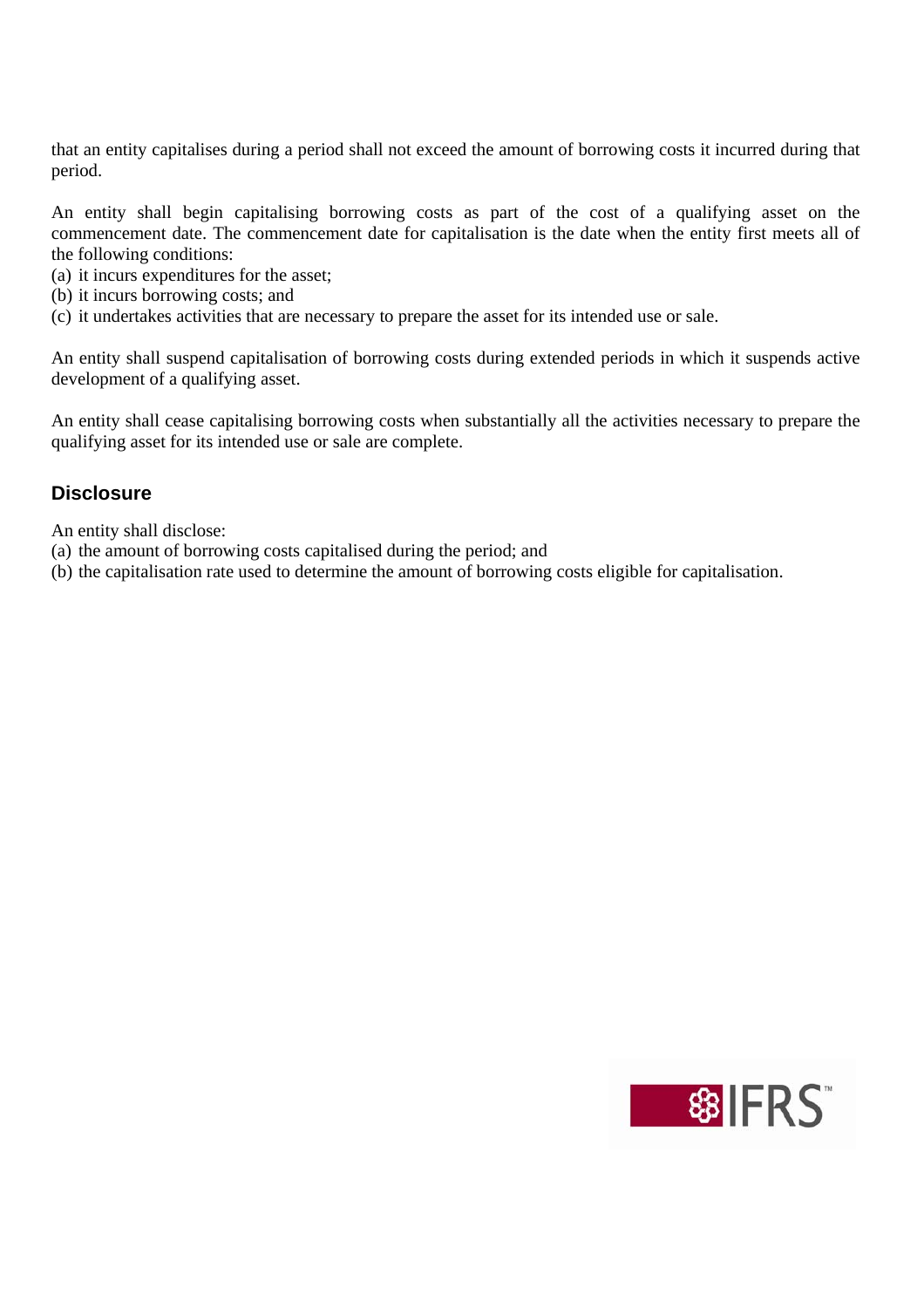that an entity capitalises during a period shall not exceed the amount of borrowing costs it incurred during that period.

An entity shall begin capitalising borrowing costs as part of the cost of a qualifying asset on the commencement date. The commencement date for capitalisation is the date when the entity first meets all of the following conditions:

(a) it incurs expenditures for the asset;
(b) it incurs borrowing costs; and
(c) it undertakes activities that are necessary to prepare the asset for its intended use or sale.

An entity shall suspend capitalisation of borrowing costs during extended periods in which it suspends active development of a qualifying asset.

An entity shall cease capitalising borrowing costs when substantially all the activities necessary to prepare the qualifying asset for its intended use or sale are complete.

## Disclosure

An entity shall disclose:

(a) the amount of borrowing costs capitalised during the period; and
(b) the capitalisation rate used to determine the amount of borrowing costs eligible for capitalisation.